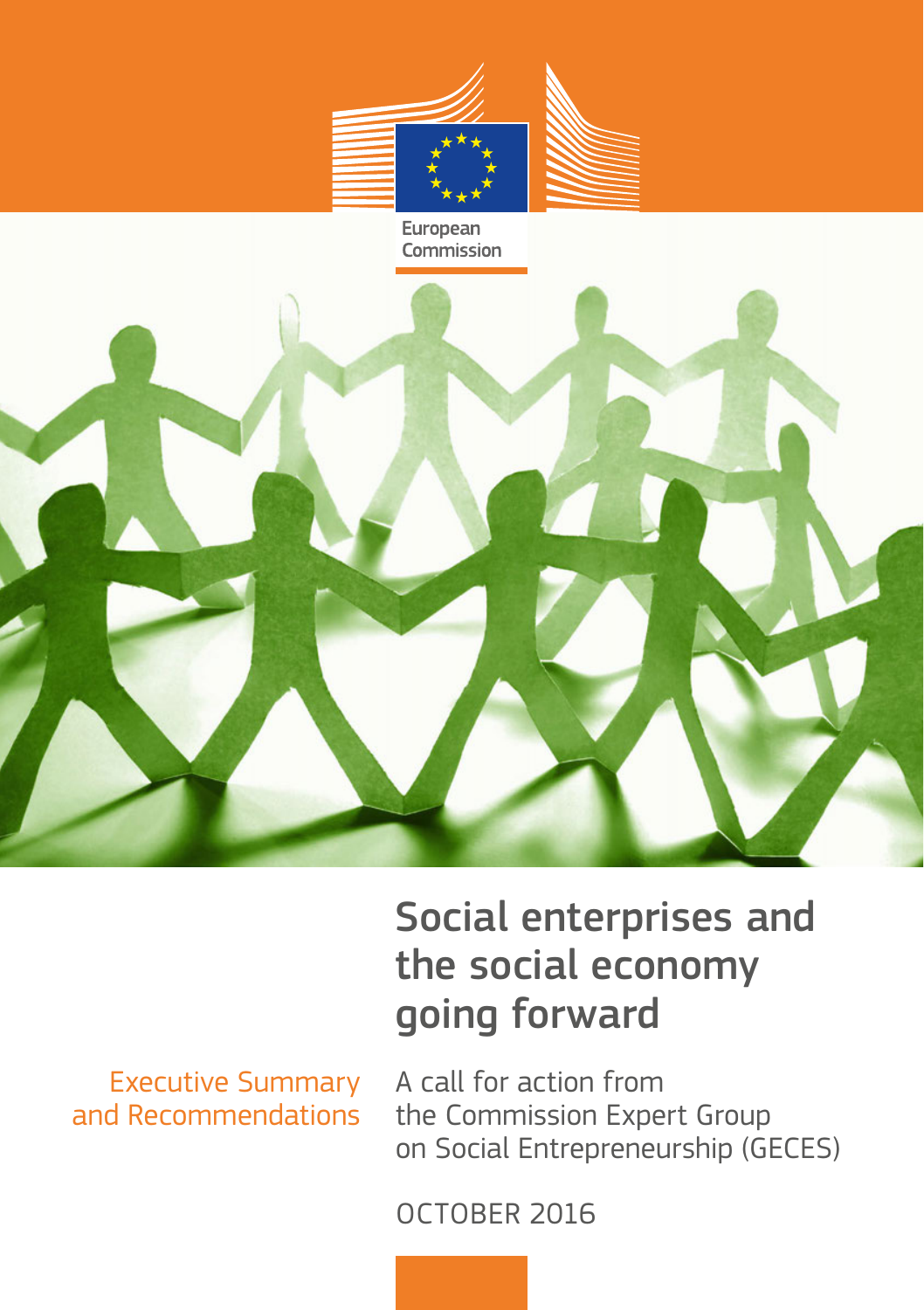European Commission

# Social enterprises and the social economy going forward

Executive Summary and Recommendations

A call for action from the Commission Expert Group on Social Entrepreneurship (GECES)

OCTOBER 2016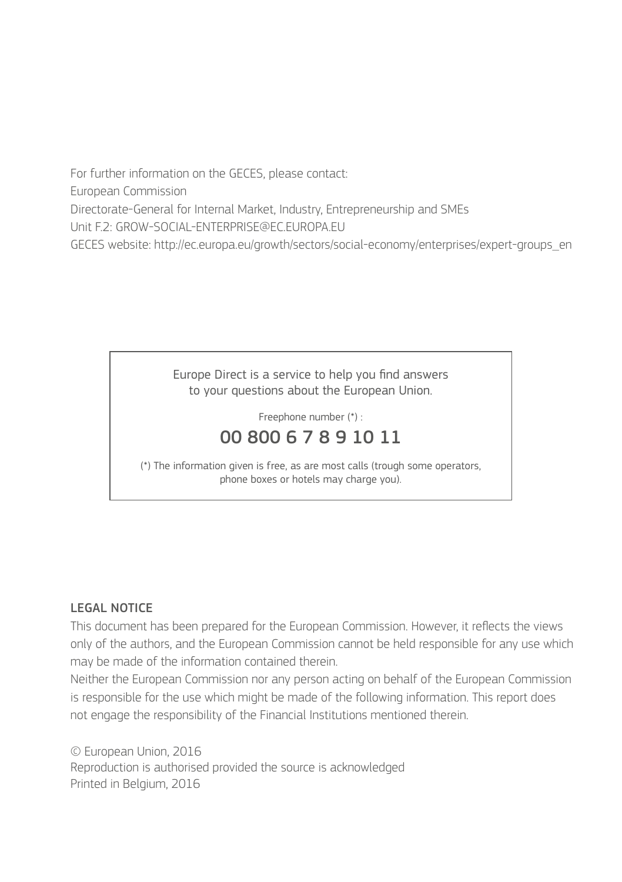For further information on the GECES, please contact:

European Commission

Directorate-General for Internal Market, Industry, Entrepreneurship and SMEs

Unit F.2: GROW-SOCIAL-ENTERPRISE@EC.EUROPA.EU

GECES website: http://ec.europa.eu/growth/sectors/social-economy/enterprises/expert-groups_en

Europe Direct is a service to help you find answers to your questions about the European Union.

Freephone number (*) :

**00 800 6 7 8 9 10 11**

(*) The information given is free, as are most calls (trough some operators, phone boxes or hotels may charge you).

## LEGAL NOTICE

This document has been prepared for the European Commission. However, it reflects the views only of the authors, and the European Commission cannot be held responsible for any use which may be made of the information contained therein.

Neither the European Commission nor any person acting on behalf of the European Commission is responsible for the use which might be made of the following information. This report does not engage the responsibility of the Financial Institutions mentioned therein.

© European Union, 2016

Reproduction is authorised provided the source is acknowledged

Printed in Belgium, 2016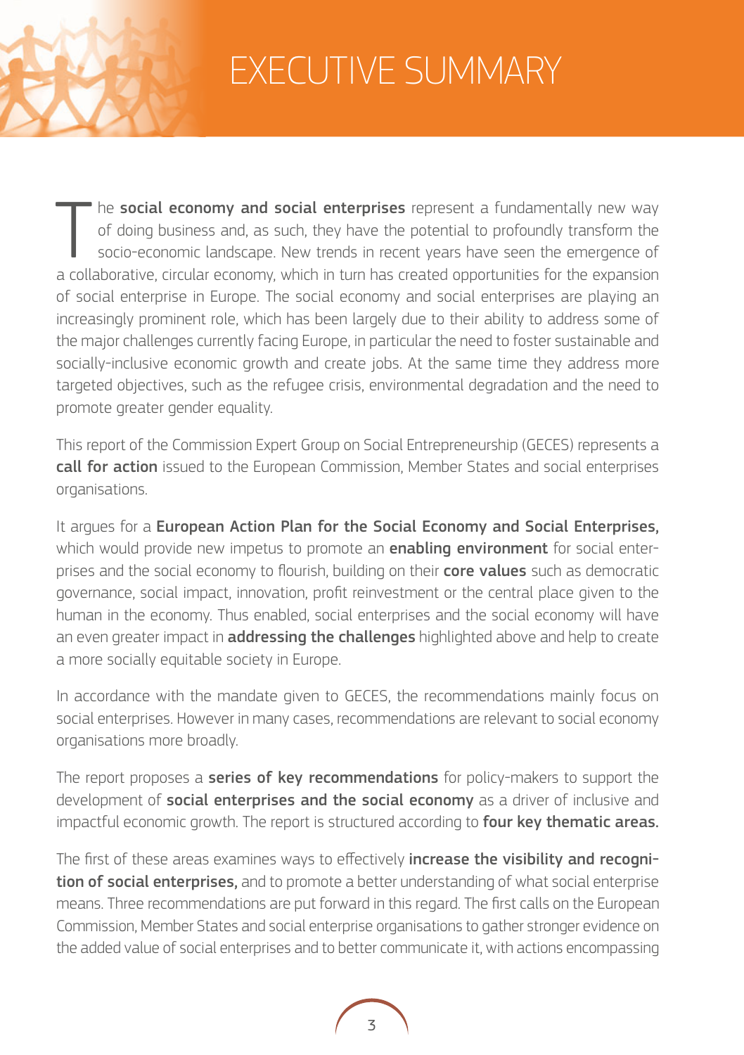# EXECUTIVE SUMMARY

The **social economy and social enterprises** represent a fundamentally new way of doing business and, as such, they have the potential to profoundly transform the socio-economic landscape. New trends in recent years have seen the emergence of a collaborative, circular economy, which in turn has created opportunities for the expansion of social enterprise in Europe. The social economy and social enterprises are playing an increasingly prominent role, which has been largely due to their ability to address some of the major challenges currently facing Europe, in particular the need to foster sustainable and socially-inclusive economic growth and create jobs. At the same time they address more targeted objectives, such as the refugee crisis, environmental degradation and the need to promote greater gender equality.

This report of the Commission Expert Group on Social Entrepreneurship (GECES) represents a **call for action** issued to the European Commission, Member States and social enterprises organisations.

It argues for a **European Action Plan for the Social Economy and Social Enterprises,** which would provide new impetus to promote an **enabling environment** for social enterprises and the social economy to flourish, building on their **core values** such as democratic governance, social impact, innovation, profit reinvestment or the central place given to the human in the economy. Thus enabled, social enterprises and the social economy will have an even greater impact in **addressing the challenges** highlighted above and help to create a more socially equitable society in Europe.

In accordance with the mandate given to GECES, the recommendations mainly focus on social enterprises. However in many cases, recommendations are relevant to social economy organisations more broadly.

The report proposes a **series of key recommendations** for policy-makers to support the development of **social enterprises and the social economy** as a driver of inclusive and impactful economic growth. The report is structured according to **four key thematic areas.**

The first of these areas examines ways to effectively **increase the visibility and recognition of social enterprises,** and to promote a better understanding of what social enterprise means. Three recommendations are put forward in this regard. The first calls on the European Commission, Member States and social enterprise organisations to gather stronger evidence on the added value of social enterprises and to better communicate it, with actions encompassing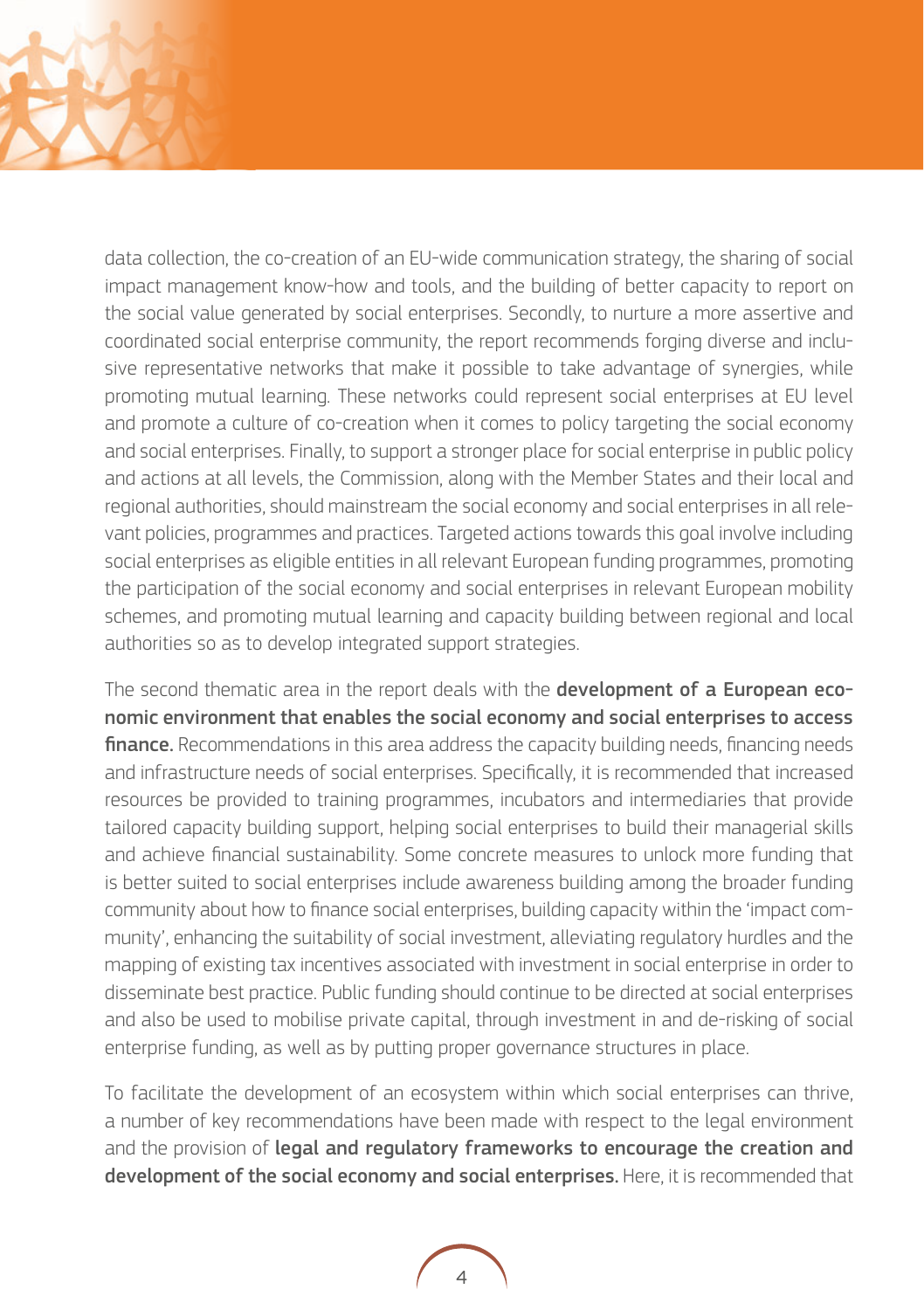data collection, the co-creation of an EU-wide communication strategy, the sharing of social impact management know-how and tools, and the building of better capacity to report on the social value generated by social enterprises. Secondly, to nurture a more assertive and coordinated social enterprise community, the report recommends forging diverse and inclusive representative networks that make it possible to take advantage of synergies, while promoting mutual learning. These networks could represent social enterprises at EU level and promote a culture of co-creation when it comes to policy targeting the social economy and social enterprises. Finally, to support a stronger place for social enterprise in public policy and actions at all levels, the Commission, along with the Member States and their local and regional authorities, should mainstream the social economy and social enterprises in all relevant policies, programmes and practices. Targeted actions towards this goal involve including social enterprises as eligible entities in all relevant European funding programmes, promoting the participation of the social economy and social enterprises in relevant European mobility schemes, and promoting mutual learning and capacity building between regional and local authorities so as to develop integrated support strategies.

The second thematic area in the report deals with the **development of a European economic environment that enables the social economy and social enterprises to access finance.** Recommendations in this area address the capacity building needs, financing needs and infrastructure needs of social enterprises. Specifically, it is recommended that increased resources be provided to training programmes, incubators and intermediaries that provide tailored capacity building support, helping social enterprises to build their managerial skills and achieve financial sustainability. Some concrete measures to unlock more funding that is better suited to social enterprises include awareness building among the broader funding community about how to finance social enterprises, building capacity within the 'impact community', enhancing the suitability of social investment, alleviating regulatory hurdles and the mapping of existing tax incentives associated with investment in social enterprise in order to disseminate best practice. Public funding should continue to be directed at social enterprises and also be used to mobilise private capital, through investment in and de-risking of social enterprise funding, as well as by putting proper governance structures in place.

To facilitate the development of an ecosystem within which social enterprises can thrive, a number of key recommendations have been made with respect to the legal environment and the provision of **legal and regulatory frameworks to encourage the creation and development of the social economy and social enterprises.** Here, it is recommended that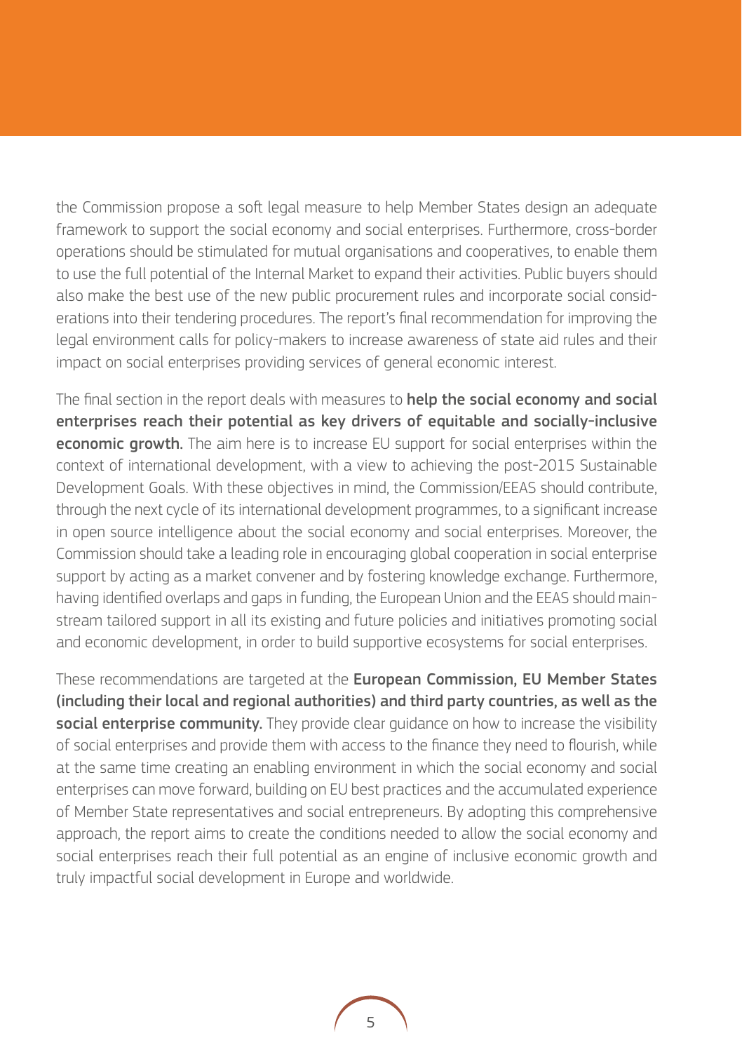the Commission propose a soft legal measure to help Member States design an adequate framework to support the social economy and social enterprises. Furthermore, cross-border operations should be stimulated for mutual organisations and cooperatives, to enable them to use the full potential of the Internal Market to expand their activities. Public buyers should also make the best use of the new public procurement rules and incorporate social considerations into their tendering procedures. The report's final recommendation for improving the legal environment calls for policy-makers to increase awareness of state aid rules and their impact on social enterprises providing services of general economic interest.

The final section in the report deals with measures to **help the social economy and social enterprises reach their potential as key drivers of equitable and socially-inclusive economic growth.** The aim here is to increase EU support for social enterprises within the context of international development, with a view to achieving the post-2015 Sustainable Development Goals. With these objectives in mind, the Commission/EEAS should contribute, through the next cycle of its international development programmes, to a significant increase in open source intelligence about the social economy and social enterprises. Moreover, the Commission should take a leading role in encouraging global cooperation in social enterprise support by acting as a market convener and by fostering knowledge exchange. Furthermore, having identified overlaps and gaps in funding, the European Union and the EEAS should mainstream tailored support in all its existing and future policies and initiatives promoting social and economic development, in order to build supportive ecosystems for social enterprises.

These recommendations are targeted at the **European Commission, EU Member States (including their local and regional authorities) and third party countries, as well as the social enterprise community.** They provide clear guidance on how to increase the visibility of social enterprises and provide them with access to the finance they need to flourish, while at the same time creating an enabling environment in which the social economy and social enterprises can move forward, building on EU best practices and the accumulated experience of Member State representatives and social entrepreneurs. By adopting this comprehensive approach, the report aims to create the conditions needed to allow the social economy and social enterprises reach their full potential as an engine of inclusive economic growth and truly impactful social development in Europe and worldwide.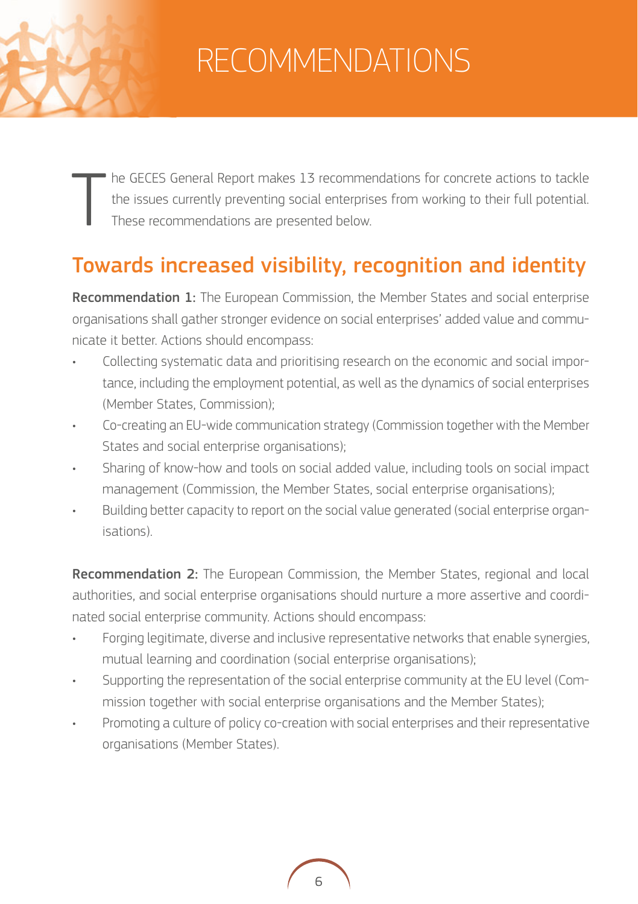# RECOMMENDATIONS

The GECES General Report makes 13 recommendations for concrete actions to tackle the issues currently preventing social enterprises from working to their full potential. These recommendations are presented below.

## Towards increased visibility, recognition and identity

**Recommendation 1:** The European Commission, the Member States and social enterprise organisations shall gather stronger evidence on social enterprises' added value and communicate it better. Actions should encompass:

- Collecting systematic data and prioritising research on the economic and social importance, including the employment potential, as well as the dynamics of social enterprises (Member States, Commission);
- Co-creating an EU-wide communication strategy (Commission together with the Member States and social enterprise organisations);
- Sharing of know-how and tools on social added value, including tools on social impact management (Commission, the Member States, social enterprise organisations);
- Building better capacity to report on the social value generated (social enterprise organisations).

**Recommendation 2:** The European Commission, the Member States, regional and local authorities, and social enterprise organisations should nurture a more assertive and coordinated social enterprise community. Actions should encompass:

- Forging legitimate, diverse and inclusive representative networks that enable synergies, mutual learning and coordination (social enterprise organisations);
- Supporting the representation of the social enterprise community at the EU level (Commission together with social enterprise organisations and the Member States);
- Promoting a culture of policy co-creation with social enterprises and their representative organisations (Member States).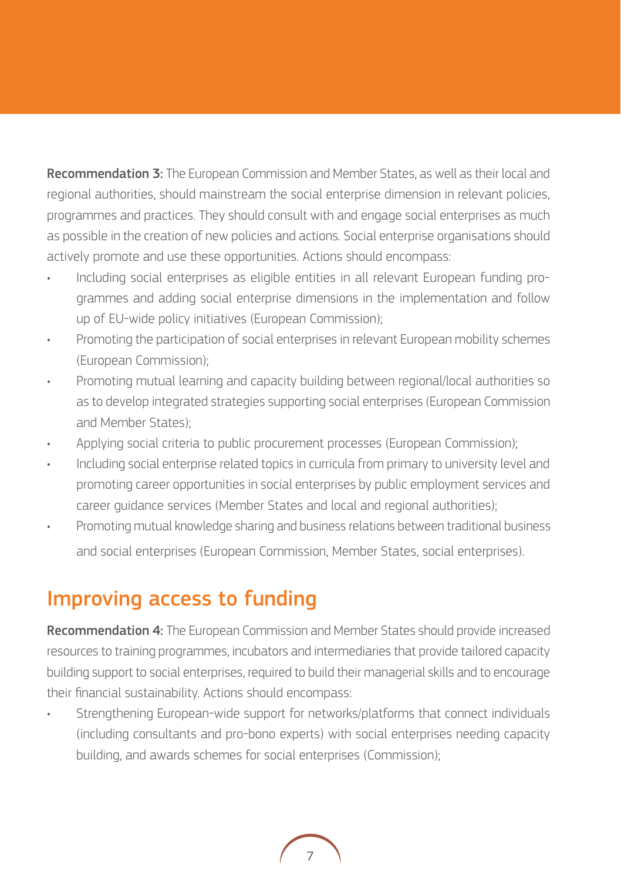**Recommendation 3:** The European Commission and Member States, as well as their local and regional authorities, should mainstream the social enterprise dimension in relevant policies, programmes and practices. They should consult with and engage social enterprises as much as possible in the creation of new policies and actions. Social enterprise organisations should actively promote and use these opportunities. Actions should encompass:

- Including social enterprises as eligible entities in all relevant European funding programmes and adding social enterprise dimensions in the implementation and follow up of EU-wide policy initiatives (European Commission);
- Promoting the participation of social enterprises in relevant European mobility schemes (European Commission);
- Promoting mutual learning and capacity building between regional/local authorities so as to develop integrated strategies supporting social enterprises (European Commission and Member States);
- Applying social criteria to public procurement processes (European Commission);
- Including social enterprise related topics in curricula from primary to university level and promoting career opportunities in social enterprises by public employment services and career guidance services (Member States and local and regional authorities);
- Promoting mutual knowledge sharing and business relations between traditional business and social enterprises (European Commission, Member States, social enterprises).

## Improving access to funding

**Recommendation 4:** The European Commission and Member States should provide increased resources to training programmes, incubators and intermediaries that provide tailored capacity building support to social enterprises, required to build their managerial skills and to encourage their financial sustainability. Actions should encompass:

- Strengthening European-wide support for networks/platforms that connect individuals (including consultants and pro-bono experts) with social enterprises needing capacity building, and awards schemes for social enterprises (Commission);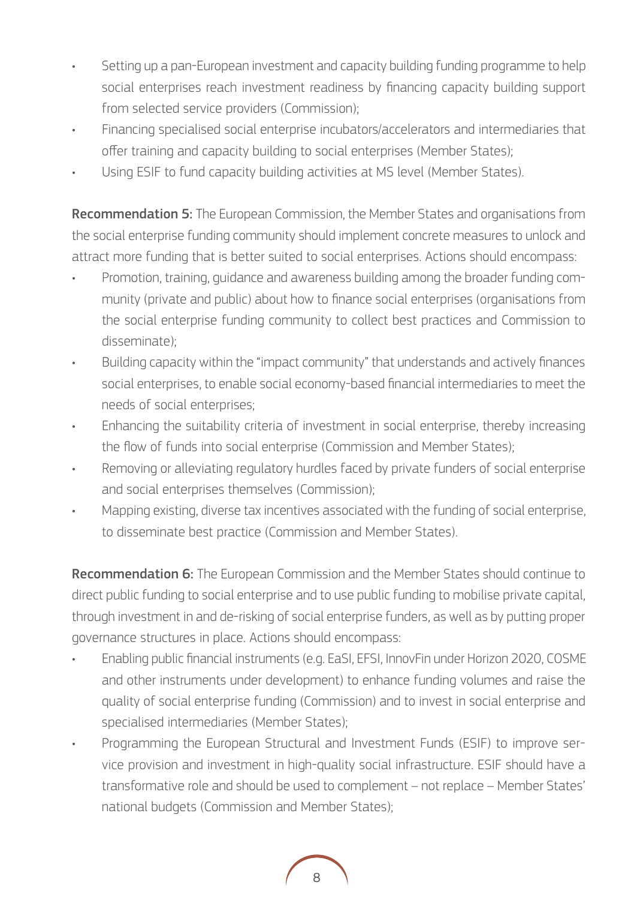- Setting up a pan-European investment and capacity building funding programme to help social enterprises reach investment readiness by financing capacity building support from selected service providers (Commission);
- Financing specialised social enterprise incubators/accelerators and intermediaries that offer training and capacity building to social enterprises (Member States);
- Using ESIF to fund capacity building activities at MS level (Member States).

**Recommendation 5:** The European Commission, the Member States and organisations from the social enterprise funding community should implement concrete measures to unlock and attract more funding that is better suited to social enterprises. Actions should encompass:

- Promotion, training, guidance and awareness building among the broader funding community (private and public) about how to finance social enterprises (organisations from the social enterprise funding community to collect best practices and Commission to disseminate);
- Building capacity within the "impact community" that understands and actively finances social enterprises, to enable social economy-based financial intermediaries to meet the needs of social enterprises;
- Enhancing the suitability criteria of investment in social enterprise, thereby increasing the flow of funds into social enterprise (Commission and Member States);
- Removing or alleviating regulatory hurdles faced by private funders of social enterprise and social enterprises themselves (Commission);
- Mapping existing, diverse tax incentives associated with the funding of social enterprise, to disseminate best practice (Commission and Member States).

**Recommendation 6:** The European Commission and the Member States should continue to direct public funding to social enterprise and to use public funding to mobilise private capital, through investment in and de-risking of social enterprise funders, as well as by putting proper governance structures in place. Actions should encompass:

- Enabling public financial instruments (e.g. EaSI, EFSI, InnovFin under Horizon 2020, COSME and other instruments under development) to enhance funding volumes and raise the quality of social enterprise funding (Commission) and to invest in social enterprise and specialised intermediaries (Member States);
- Programming the European Structural and Investment Funds (ESIF) to improve service provision and investment in high-quality social infrastructure. ESIF should have a transformative role and should be used to complement – not replace – Member States' national budgets (Commission and Member States);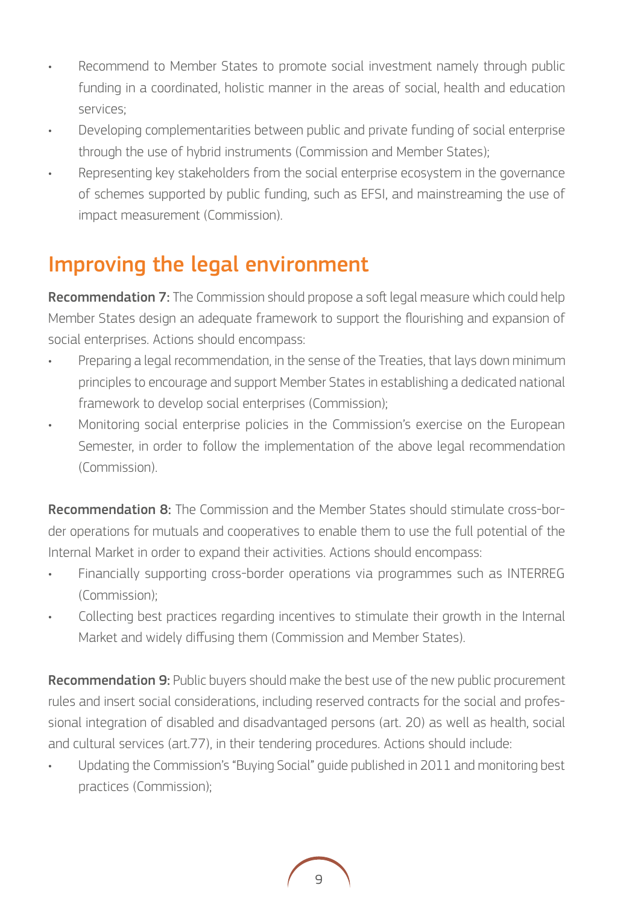- Recommend to Member States to promote social investment namely through public funding in a coordinated, holistic manner in the areas of social, health and education services;
- Developing complementarities between public and private funding of social enterprise through the use of hybrid instruments (Commission and Member States);
- Representing key stakeholders from the social enterprise ecosystem in the governance of schemes supported by public funding, such as EFSI, and mainstreaming the use of impact measurement (Commission).

## Improving the legal environment

**Recommendation 7:** The Commission should propose a soft legal measure which could help Member States design an adequate framework to support the flourishing and expansion of social enterprises. Actions should encompass:

- Preparing a legal recommendation, in the sense of the Treaties, that lays down minimum principles to encourage and support Member States in establishing a dedicated national framework to develop social enterprises (Commission);
- Monitoring social enterprise policies in the Commission's exercise on the European Semester, in order to follow the implementation of the above legal recommendation (Commission).

**Recommendation 8:** The Commission and the Member States should stimulate cross-border operations for mutuals and cooperatives to enable them to use the full potential of the Internal Market in order to expand their activities. Actions should encompass:

- Financially supporting cross-border operations via programmes such as INTERREG (Commission);
- Collecting best practices regarding incentives to stimulate their growth in the Internal Market and widely diffusing them (Commission and Member States).

**Recommendation 9:** Public buyers should make the best use of the new public procurement rules and insert social considerations, including reserved contracts for the social and professional integration of disabled and disadvantaged persons (art. 20) as well as health, social and cultural services (art.77), in their tendering procedures. Actions should include:

- Updating the Commission's "Buying Social" guide published in 2011 and monitoring best practices (Commission);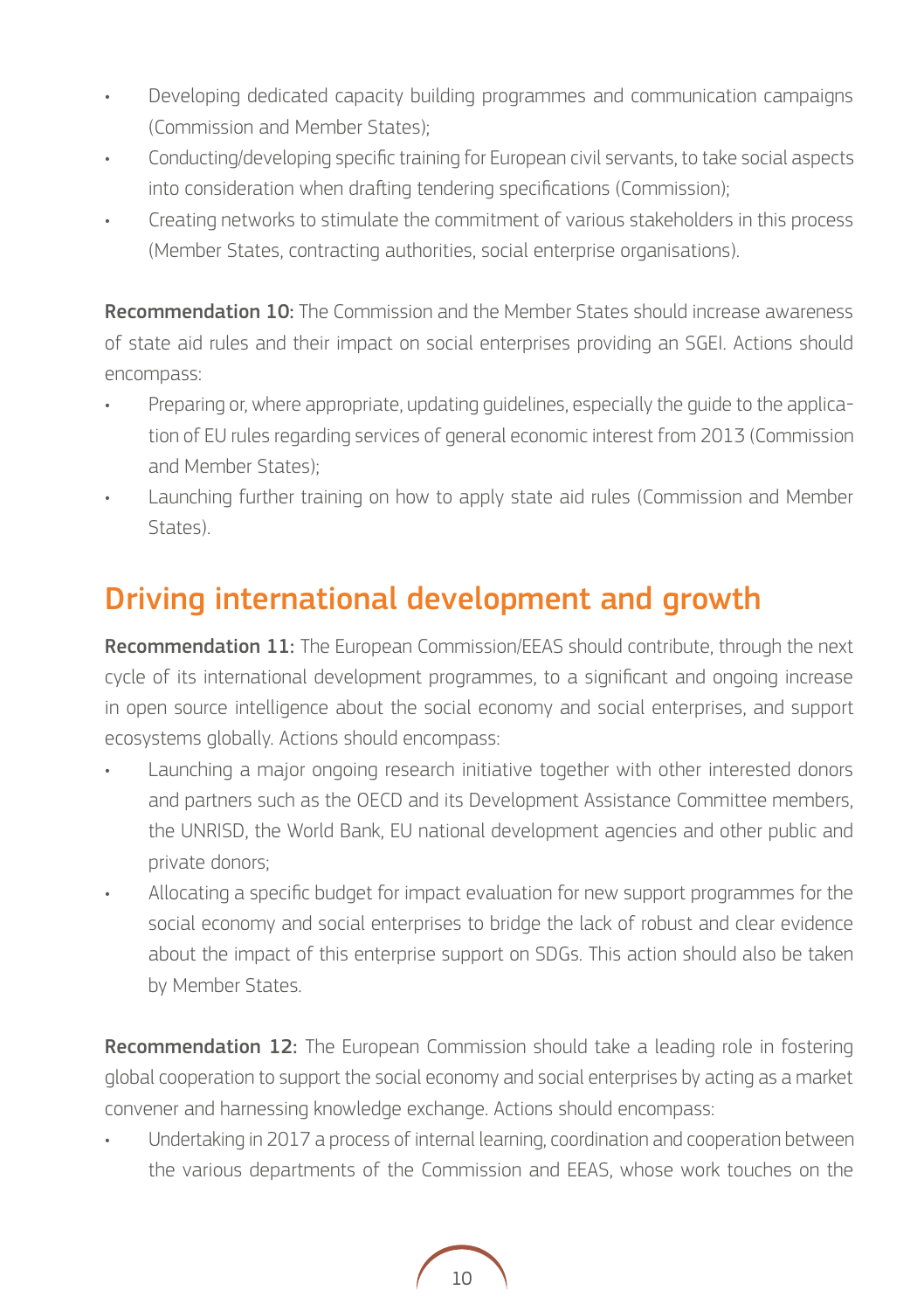- Developing dedicated capacity building programmes and communication campaigns (Commission and Member States);
- Conducting/developing specific training for European civil servants, to take social aspects into consideration when drafting tendering specifications (Commission);
- Creating networks to stimulate the commitment of various stakeholders in this process (Member States, contracting authorities, social enterprise organisations).

**Recommendation 10:** The Commission and the Member States should increase awareness of state aid rules and their impact on social enterprises providing an SGEI. Actions should encompass:

- Preparing or, where appropriate, updating guidelines, especially the guide to the application of EU rules regarding services of general economic interest from 2013 (Commission and Member States);
- Launching further training on how to apply state aid rules (Commission and Member States).

## Driving international development and growth

**Recommendation 11:** The European Commission/EEAS should contribute, through the next cycle of its international development programmes, to a significant and ongoing increase in open source intelligence about the social economy and social enterprises, and support ecosystems globally. Actions should encompass:

- Launching a major ongoing research initiative together with other interested donors and partners such as the OECD and its Development Assistance Committee members, the UNRISD, the World Bank, EU national development agencies and other public and private donors;
- Allocating a specific budget for impact evaluation for new support programmes for the social economy and social enterprises to bridge the lack of robust and clear evidence about the impact of this enterprise support on SDGs. This action should also be taken by Member States.

**Recommendation 12:** The European Commission should take a leading role in fostering global cooperation to support the social economy and social enterprises by acting as a market convener and harnessing knowledge exchange. Actions should encompass:

- Undertaking in 2017 a process of internal learning, coordination and cooperation between the various departments of the Commission and EEAS, whose work touches on the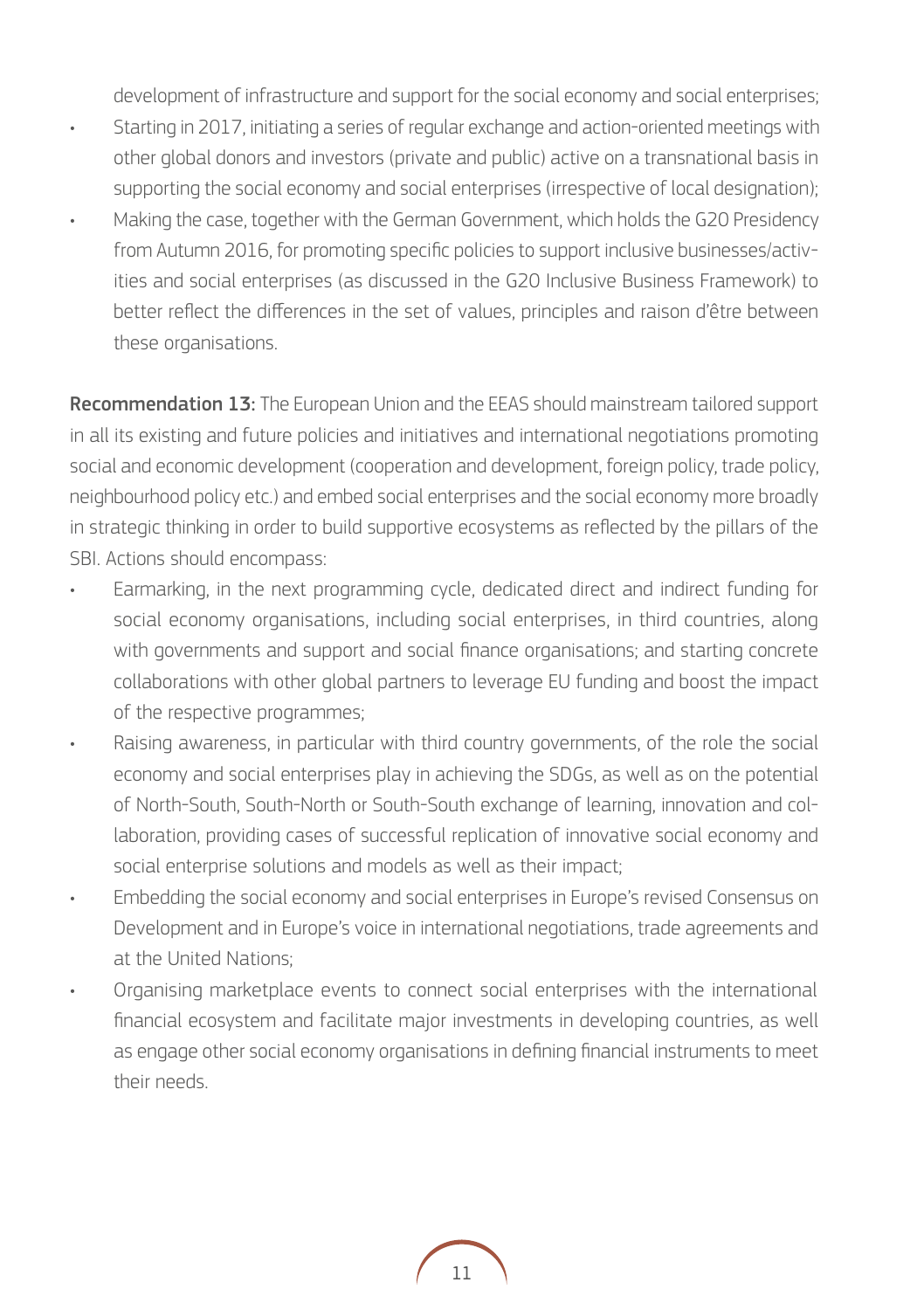development of infrastructure and support for the social economy and social enterprises;

- Starting in 2017, initiating a series of regular exchange and action-oriented meetings with other global donors and investors (private and public) active on a transnational basis in supporting the social economy and social enterprises (irrespective of local designation);
- Making the case, together with the German Government, which holds the G20 Presidency from Autumn 2016, for promoting specific policies to support inclusive businesses/activities and social enterprises (as discussed in the G20 Inclusive Business Framework) to better reflect the differences in the set of values, principles and raison d'être between these organisations.

**Recommendation 13:** The European Union and the EEAS should mainstream tailored support in all its existing and future policies and initiatives and international negotiations promoting social and economic development (cooperation and development, foreign policy, trade policy, neighbourhood policy etc.) and embed social enterprises and the social economy more broadly in strategic thinking in order to build supportive ecosystems as reflected by the pillars of the SBI. Actions should encompass:

- Earmarking, in the next programming cycle, dedicated direct and indirect funding for social economy organisations, including social enterprises, in third countries, along with governments and support and social finance organisations; and starting concrete collaborations with other global partners to leverage EU funding and boost the impact of the respective programmes;
- Raising awareness, in particular with third country governments, of the role the social economy and social enterprises play in achieving the SDGs, as well as on the potential of North-South, South-North or South-South exchange of learning, innovation and collaboration, providing cases of successful replication of innovative social economy and social enterprise solutions and models as well as their impact;
- Embedding the social economy and social enterprises in Europe's revised Consensus on Development and in Europe's voice in international negotiations, trade agreements and at the United Nations;
- Organising marketplace events to connect social enterprises with the international financial ecosystem and facilitate major investments in developing countries, as well as engage other social economy organisations in defining financial instruments to meet their needs.